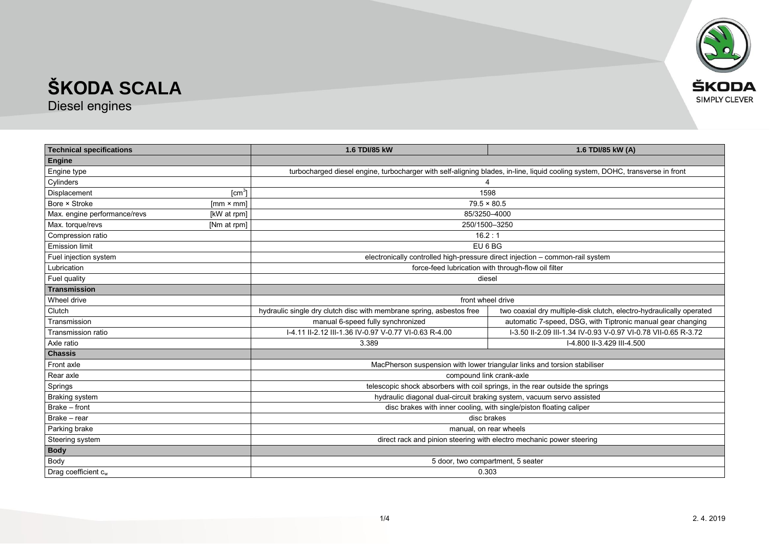# ŠKODA SCALA

Diesel engines

| Technical specifications | | 1.6 TDI/85 kW | 1.6 TDI/85 kW (A) |
|---|---|---|---|
| **Engine** | | | |
| Engine type | | turbocharged diesel engine, turbocharger with self-aligning blades, in-line, liquid cooling system, DOHC, transverse in front | |
| Cylinders | | 4 | |
| Displacement | [cm$^3$] | 1598 | |
| Bore × Stroke | [mm × mm] | 79.5 × 80.5 | |
| Max. engine performance/revs | [kW at rpm] | 85/3250–4000 | |
| Max. torque/revs | [Nm at rpm] | 250/1500–3250 | |
| Compression ratio | | 16.2 : 1 | |
| Emission limit | | EU 6 BG | |
| Fuel injection system | | electronically controlled high-pressure direct injection – common-rail system | |
| Lubrication | | force-feed lubrication with through-flow oil filter | |
| Fuel quality | | diesel | |
| **Transmission** | | | |
| Wheel drive | | front wheel drive | |
| Clutch | | hydraulic single dry clutch disc with membrane spring, asbestos free | two coaxial dry multiple-disk clutch, electro-hydraulically operated |
| Transmission | | manual 6-speed fully synchronized | automatic 7-speed, DSG, with Tiptronic manual gear changing |
| Transmission ratio | | I-4.11 II-2.12 III-1.36 IV-0.97 V-0.77 VI-0.63 R-4.00 | I-3.50 II-2.09 III-1.34 IV-0.93 V-0.97 VI-0.78 VII-0.65 R-3.72 |
| Axle ratio | | 3.389 | I-4.800 II-3.429 III-4.500 |
| **Chassis** | | | |
| Front axle | | MacPherson suspension with lower triangular links and torsion stabiliser | |
| Rear axle | | compound link crank-axle | |
| Springs | | telescopic shock absorbers with coil springs, in the rear outside the springs | |
| Braking system | | hydraulic diagonal dual-circuit braking system, vacuum servo assisted | |
| Brake – front | | disc brakes with inner cooling, with single/piston floating caliper | |
| Brake – rear | | disc brakes | |
| Parking brake | | manual, on rear wheels | |
| Steering system | | direct rack and pinion steering with electro mechanic power steering | |
| **Body** | | | |
| Body | | 5 door, two compartment, 5 seater | |
| Drag coefficient $c_w$ | | 0.303 | |

2. 4. 2019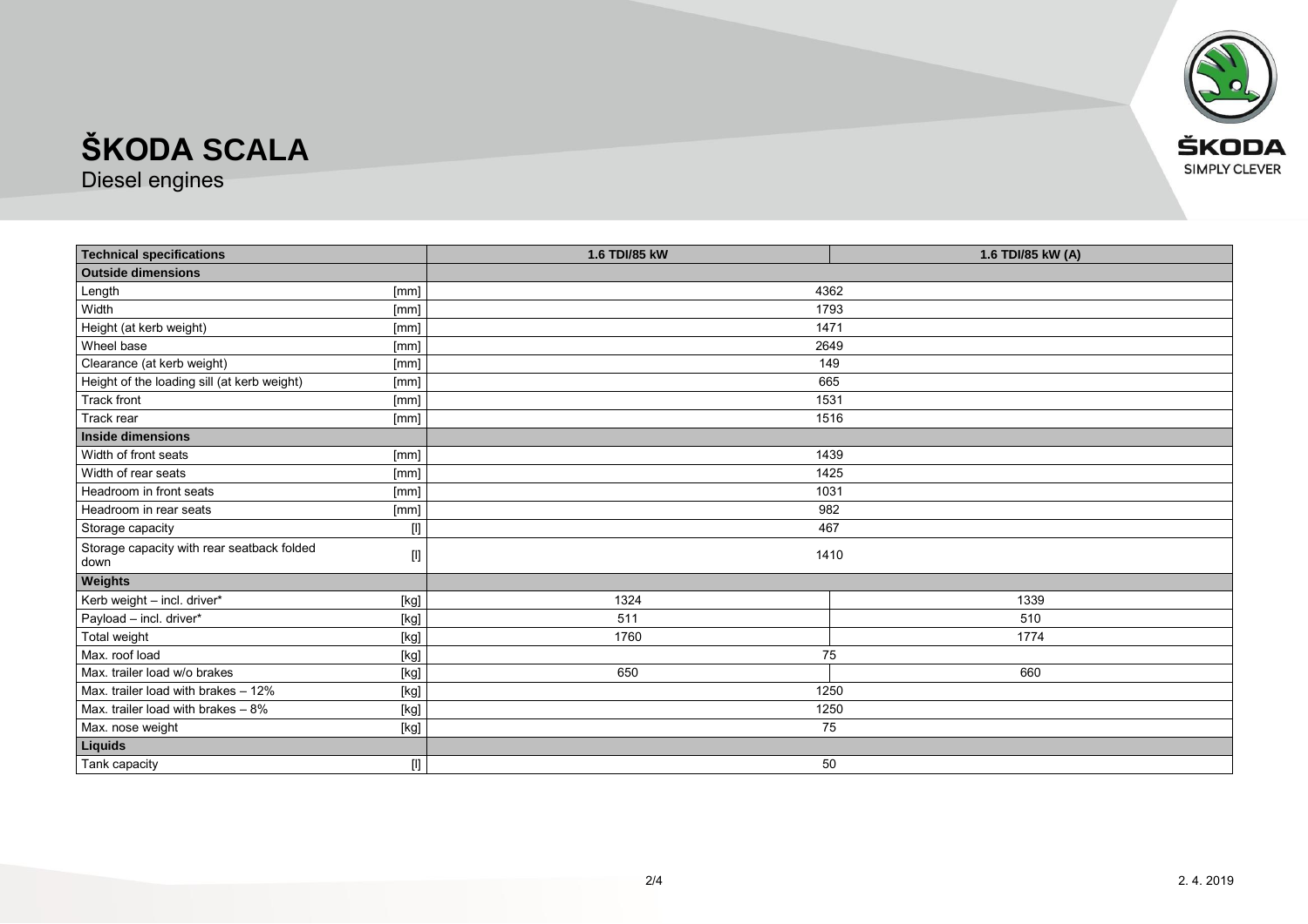# ŠKODA SCALA

Diesel engines

| Technical specifications | | 1.6 TDI/85 kW | 1.6 TDI/85 kW (A) |
|---|---|---|---|
| **Outside dimensions** | | | |
| Length | [mm] | 4362 | |
| Width | [mm] | 1793 | |
| Height (at kerb weight) | [mm] | 1471 | |
| Wheel base | [mm] | 2649 | |
| Clearance (at kerb weight) | [mm] | 149 | |
| Height of the loading sill (at kerb weight) | [mm] | 665 | |
| Track front | [mm] | 1531 | |
| Track rear | [mm] | 1516 | |
| **Inside dimensions** | | | |
| Width of front seats | [mm] | 1439 | |
| Width of rear seats | [mm] | 1425 | |
| Headroom in front seats | [mm] | 1031 | |
| Headroom in rear seats | [mm] | 982 | |
| Storage capacity | [l] | 467 | |
| Storage capacity with rear seatback folded down | [l] | 1410 | |
| **Weights** | | | |
| Kerb weight – incl. driver* | [kg] | 1324 | 1339 |
| Payload – incl. driver* | [kg] | 511 | 510 |
| Total weight | [kg] | 1760 | 1774 |
| Max. roof load | [kg] | 75 | |
| Max. trailer load w/o brakes | [kg] | 650 | 660 |
| Max. trailer load with brakes – 12% | [kg] | 1250 | |
| Max. trailer load with brakes – 8% | [kg] | 1250 | |
| Max. nose weight | [kg] | 75 | |
| **Liquids** | | | |
| Tank capacity | [l] | 50 | |

2. 4. 2019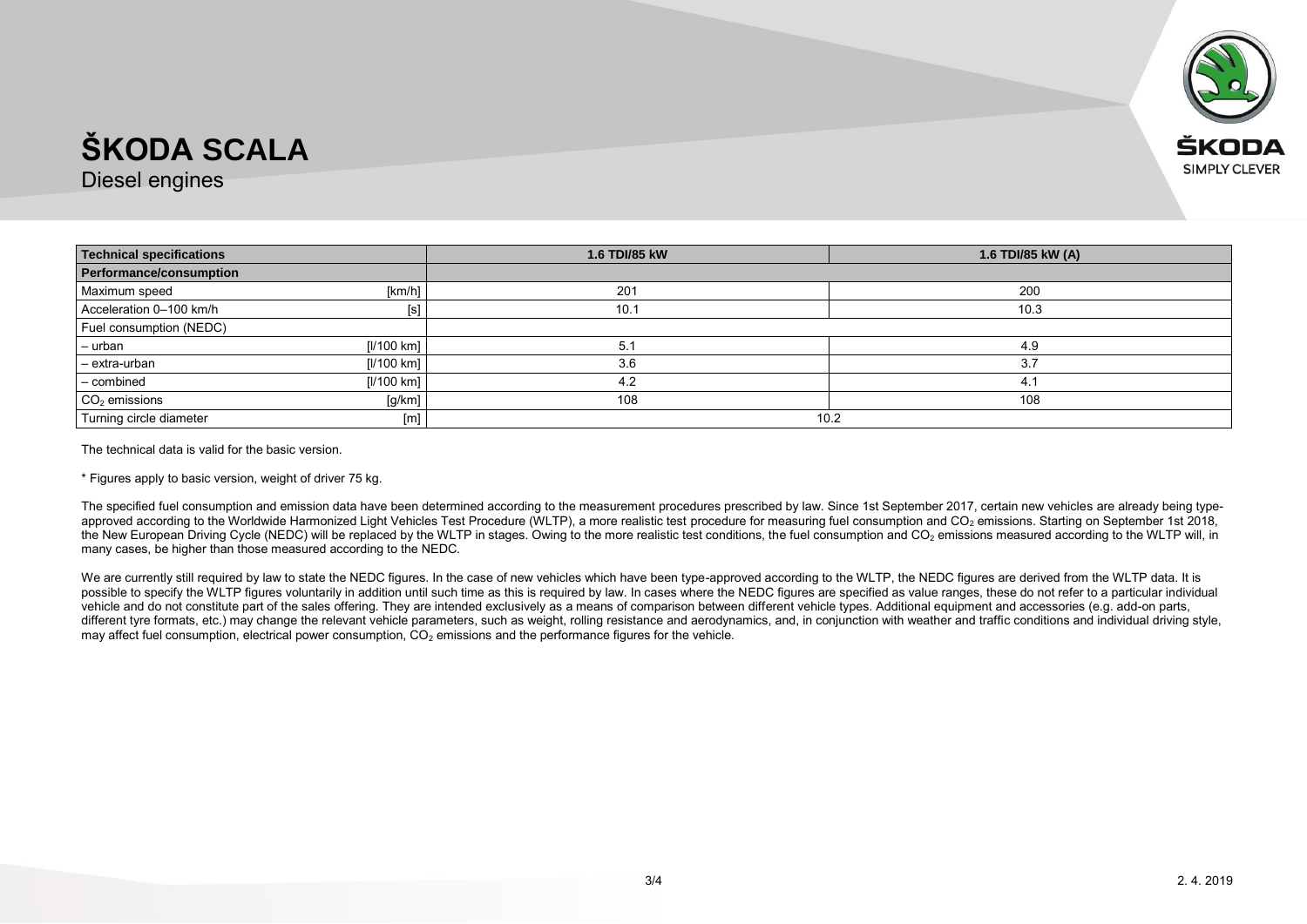# ŠKODA SCALA

Diesel engines

| Technical specifications | | 1.6 TDI/85 kW | 1.6 TDI/85 kW (A) |
|---|---|---|---|
| **Performance/consumption** | | | |
| Maximum speed | [km/h] | 201 | 200 |
| Acceleration 0–100 km/h | [s] | 10.1 | 10.3 |
| Fuel consumption (NEDC) | | | |
| – urban | [l/100 km] | 5.1 | 4.9 |
| – extra-urban | [l/100 km] | 3.6 | 3.7 |
| – combined | [l/100 km] | 4.2 | 4.1 |
| $CO_2$ emissions | [g/km] | 108 | 108 |
| Turning circle diameter | [m] | 10.2 | |

The technical data is valid for the basic version.

* Figures apply to basic version, weight of driver 75 kg.

The specified fuel consumption and emission data have been determined according to the measurement procedures prescribed by law. Since 1st September 2017, certain new vehicles are already being type-approved according to the Worldwide Harmonized Light Vehicles Test Procedure (WLTP), a more realistic test procedure for measuring fuel consumption and $CO_2$ emissions. Starting on September 1st 2018, the New European Driving Cycle (NEDC) will be replaced by the WLTP in stages. Owing to the more realistic test conditions, the fuel consumption and $CO_2$ emissions measured according to the WLTP will, in many cases, be higher than those measured according to the NEDC.

We are currently still required by law to state the NEDC figures. In the case of new vehicles which have been type-approved according to the WLTP, the NEDC figures are derived from the WLTP data. It is possible to specify the WLTP figures voluntarily in addition until such time as this is required by law. In cases where the NEDC figures are specified as value ranges, these do not refer to a particular individual vehicle and do not constitute part of the sales offering. They are intended exclusively as a means of comparison between different vehicle types. Additional equipment and accessories (e.g. add-on parts, different tyre formats, etc.) may change the relevant vehicle parameters, such as weight, rolling resistance and aerodynamics, and, in conjunction with weather and traffic conditions and individual driving style, may affect fuel consumption, electrical power consumption, $CO_2$ emissions and the performance figures for the vehicle.

2. 4. 2019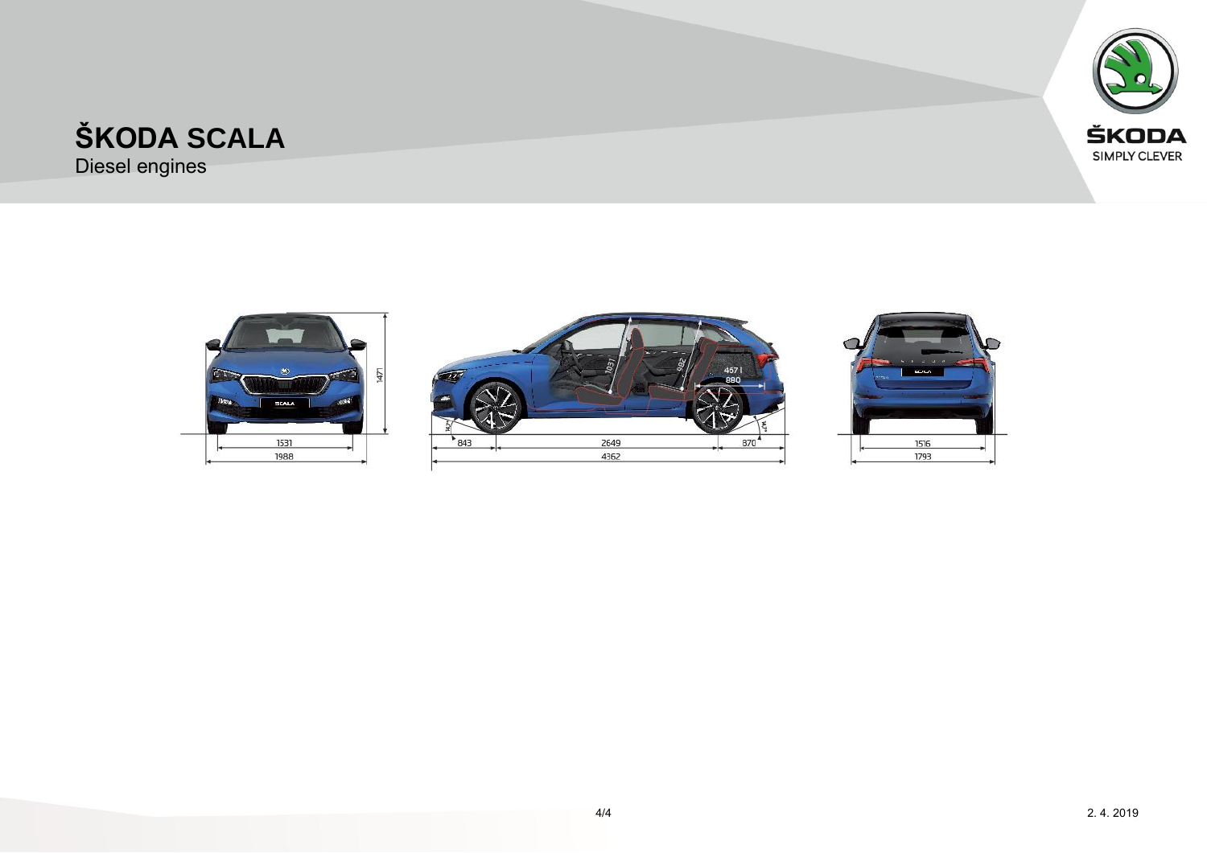# ŠKODA SCALA

Diesel engines

1531
1988
1471

1031
982
457 l
880
843
2649
870
4362

1516
1793